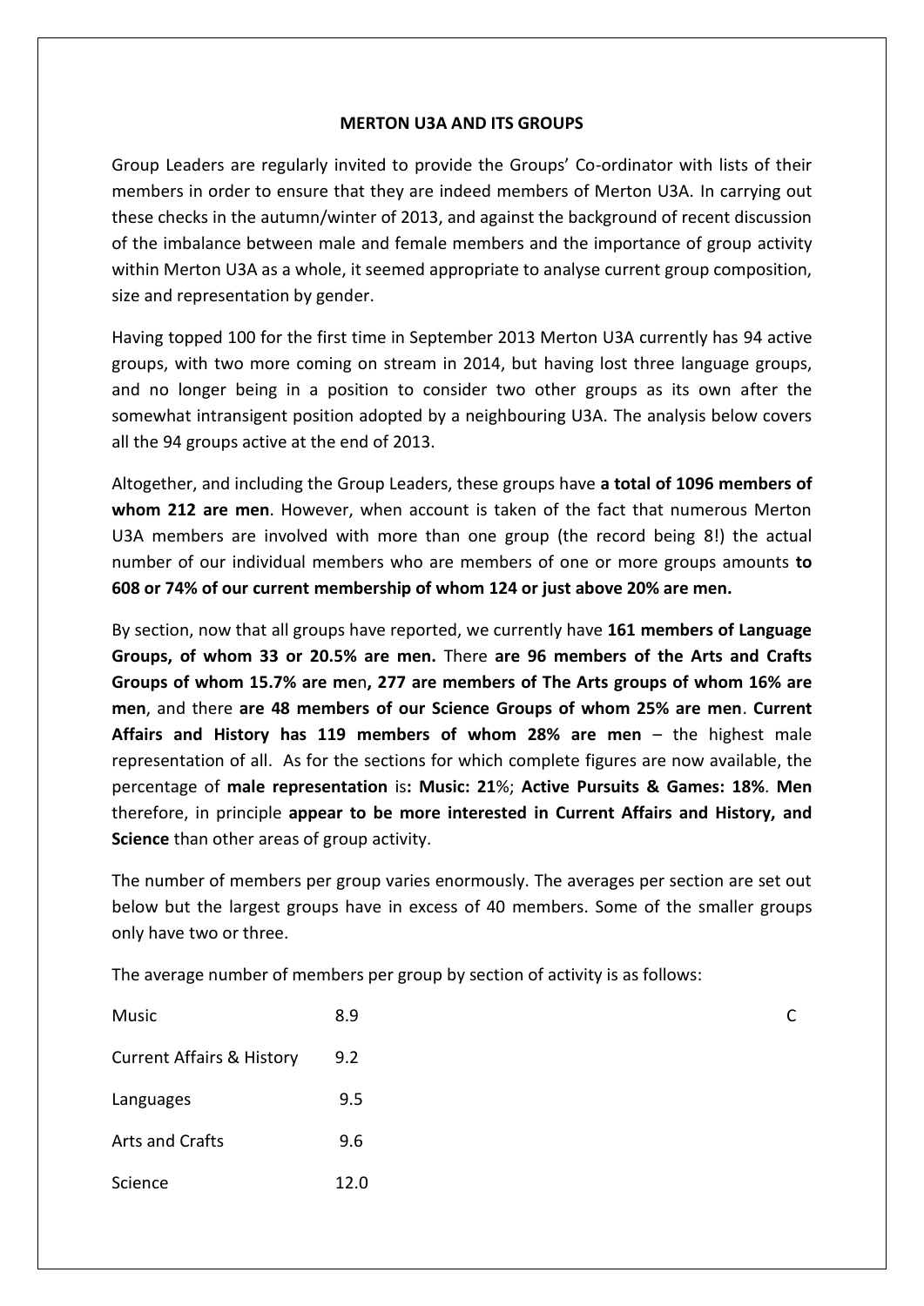# MERTON U3A AND ITS GROUPS

Group Leaders are regularly invited to provide the Groups' Co-ordinator with lists of their members in order to ensure that they are indeed members of Merton U3A. In carrying out these checks in the autumn/winter of 2013, and against the background of recent discussion of the imbalance between male and female members and the importance of group activity within Merton U3A as a whole, it seemed appropriate to analyse current group composition, size and representation by gender.

Having topped 100 for the first time in September 2013 Merton U3A currently has 94 active groups, with two more coming on stream in 2014, but having lost three language groups, and no longer being in a position to consider two other groups as its own after the somewhat intransigent position adopted by a neighbouring U3A. The analysis below covers all the 94 groups active at the end of 2013.

Altogether, and including the Group Leaders, these groups have **a total of 1096 members of whom 212 are men**. However, when account is taken of the fact that numerous Merton U3A members are involved with more than one group (the record being 8!) the actual number of our individual members who are members of one or more groups amounts **to 608 or 74% of our current membership of whom 124 or just above 20% are men.**

By section, now that all groups have reported, we currently have **161 members of Language Groups, of whom 33 or 20.5% are men.** There **are 96 members of the Arts and Crafts Groups of whom 15.7% are men, 277 are members of The Arts groups of whom 16% are men**, and there **are 48 members of our Science Groups of whom 25% are men**. **Current Affairs and History has 119 members of whom 28% are men** – the highest male representation of all. As for the sections for which complete figures are now available, the percentage of **male representation** is**: Music: 21**%; **Active Pursuits & Games: 18%**. **Men** therefore, in principle **appear to be more interested in Current Affairs and History, and Science** than other areas of group activity.

The number of members per group varies enormously. The averages per section are set out below but the largest groups have in excess of 40 members. Some of the smaller groups only have two or three.

The average number of members per group by section of activity is as follows:

| | | |
|---|---|---|
| Music | 8.9 | C |
| Current Affairs & History | 9.2 | |
| Languages | 9.5 | |
| Arts and Crafts | 9.6 | |
| Science | 12.0 | |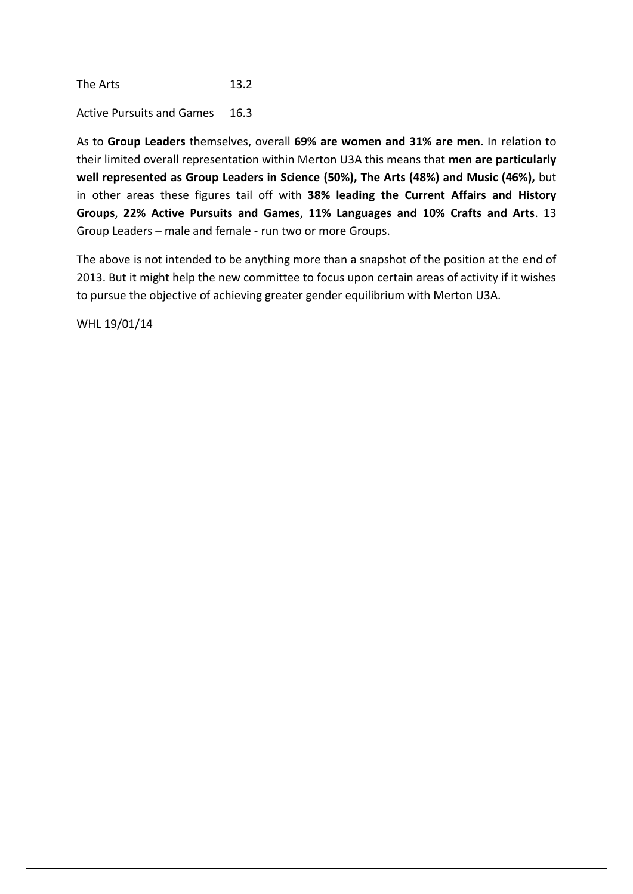| | |
|---|---|
| The Arts | 13.2 |
| Active Pursuits and Games | 16.3 |

As to **Group Leaders** themselves, overall **69% are women and 31% are men**. In relation to their limited overall representation within Merton U3A this means that **men are particularly well represented as Group Leaders in Science (50%), The Arts (48%) and Music (46%),** but in other areas these figures tail off with **38% leading the Current Affairs and History Groups**, **22% Active Pursuits and Games**, **11% Languages and 10% Crafts and Arts**. 13 Group Leaders – male and female - run two or more Groups.

The above is not intended to be anything more than a snapshot of the position at the end of 2013. But it might help the new committee to focus upon certain areas of activity if it wishes to pursue the objective of achieving greater gender equilibrium with Merton U3A.

WHL 19/01/14